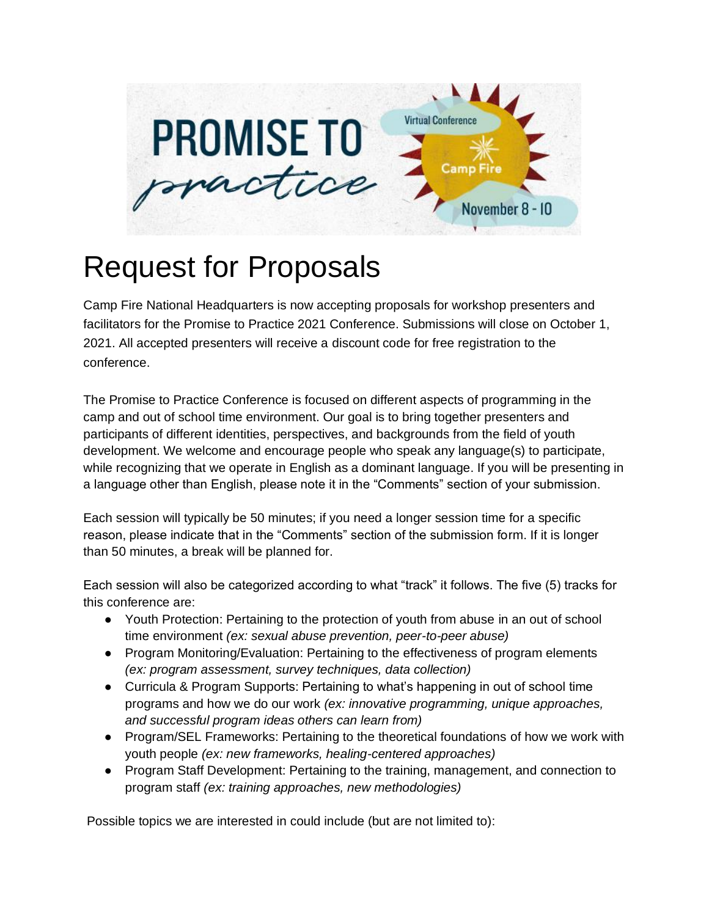PROMISE TO practice

Virtual Conference

Camp Fire

November 8 - 10

# Request for Proposals

Camp Fire National Headquarters is now accepting proposals for workshop presenters and facilitators for the Promise to Practice 2021 Conference. Submissions will close on October 1, 2021. All accepted presenters will receive a discount code for free registration to the conference.

The Promise to Practice Conference is focused on different aspects of programming in the camp and out of school time environment. Our goal is to bring together presenters and participants of different identities, perspectives, and backgrounds from the field of youth development. We welcome and encourage people who speak any language(s) to participate, while recognizing that we operate in English as a dominant language. If you will be presenting in a language other than English, please note it in the "Comments" section of your submission.

Each session will typically be 50 minutes; if you need a longer session time for a specific reason, please indicate that in the "Comments" section of the submission form. If it is longer than 50 minutes, a break will be planned for.

Each session will also be categorized according to what "track" it follows. The five (5) tracks for this conference are:

- Youth Protection: Pertaining to the protection of youth from abuse in an out of school time environment *(ex: sexual abuse prevention, peer-to-peer abuse)*
- Program Monitoring/Evaluation: Pertaining to the effectiveness of program elements *(ex: program assessment, survey techniques, data collection)*
- Curricula & Program Supports: Pertaining to what's happening in out of school time programs and how we do our work *(ex: innovative programming, unique approaches, and successful program ideas others can learn from)*
- Program/SEL Frameworks: Pertaining to the theoretical foundations of how we work with youth people *(ex: new frameworks, healing-centered approaches)*
- Program Staff Development: Pertaining to the training, management, and connection to program staff *(ex: training approaches, new methodologies)*

Possible topics we are interested in could include (but are not limited to):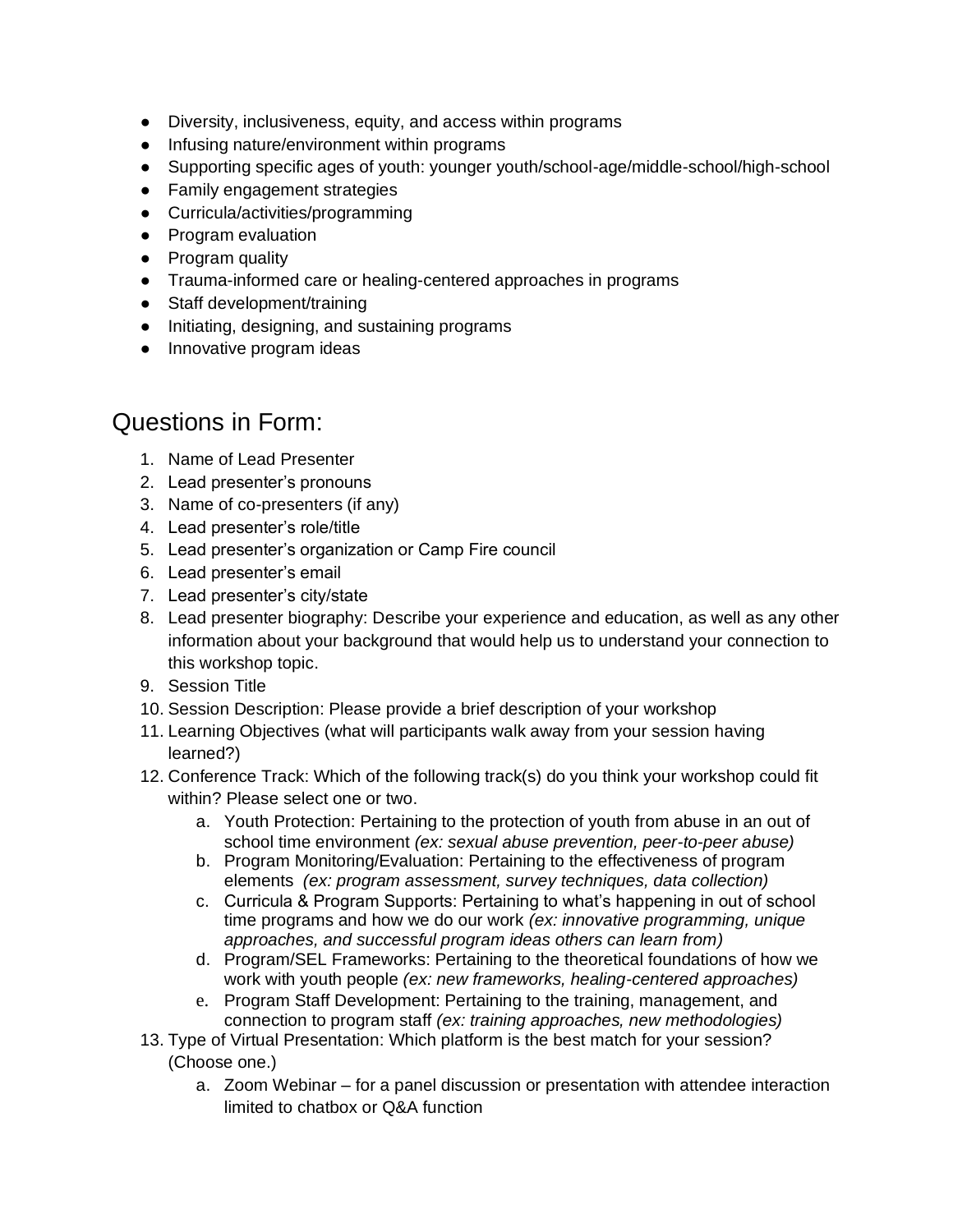- Diversity, inclusiveness, equity, and access within programs
- Infusing nature/environment within programs
- Supporting specific ages of youth: younger youth/school-age/middle-school/high-school
- Family engagement strategies
- Curricula/activities/programming
- Program evaluation
- Program quality
- Trauma-informed care or healing-centered approaches in programs
- Staff development/training
- Initiating, designing, and sustaining programs
- Innovative program ideas

## Questions in Form:

1. Name of Lead Presenter
2. Lead presenter's pronouns
3. Name of co-presenters (if any)
4. Lead presenter's role/title
5. Lead presenter's organization or Camp Fire council
6. Lead presenter's email
7. Lead presenter's city/state
8. Lead presenter biography: Describe your experience and education, as well as any other information about your background that would help us to understand your connection to this workshop topic.
9. Session Title
10. Session Description: Please provide a brief description of your workshop
11. Learning Objectives (what will participants walk away from your session having learned?)
12. Conference Track: Which of the following track(s) do you think your workshop could fit within? Please select one or two.
    a. Youth Protection: Pertaining to the protection of youth from abuse in an out of school time environment *(ex: sexual abuse prevention, peer-to-peer abuse)*
    b. Program Monitoring/Evaluation: Pertaining to the effectiveness of program elements *(ex: program assessment, survey techniques, data collection)*
    c. Curricula & Program Supports: Pertaining to what's happening in out of school time programs and how we do our work *(ex: innovative programming, unique approaches, and successful program ideas others can learn from)*
    d. Program/SEL Frameworks: Pertaining to the theoretical foundations of how we work with youth people *(ex: new frameworks, healing-centered approaches)*
    e. Program Staff Development: Pertaining to the training, management, and connection to program staff *(ex: training approaches, new methodologies)*
13. Type of Virtual Presentation: Which platform is the best match for your session? (Choose one.)
    a. Zoom Webinar – for a panel discussion or presentation with attendee interaction limited to chatbox or Q&A function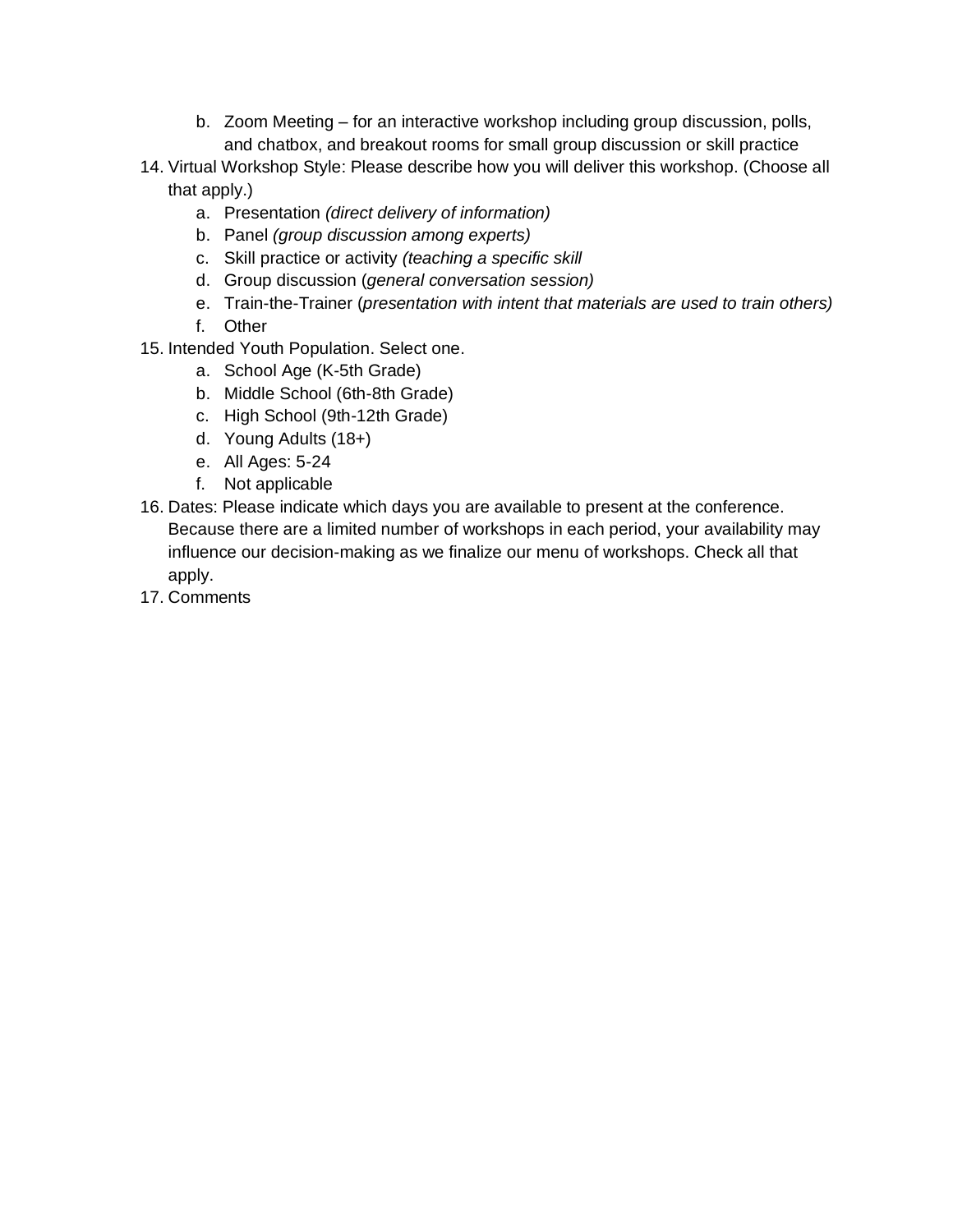b. Zoom Meeting – for an interactive workshop including group discussion, polls, and chatbox, and breakout rooms for small group discussion or skill practice

14. Virtual Workshop Style: Please describe how you will deliver this workshop. (Choose all that apply.)
    a. Presentation *(direct delivery of information)*
    b. Panel *(group discussion among experts)*
    c. Skill practice or activity *(teaching a specific skill*
    d. Group discussion (*general conversation session)*
    e. Train-the-Trainer (*presentation with intent that materials are used to train others)*
    f. Other
15. Intended Youth Population. Select one.
    a. School Age (K-5th Grade)
    b. Middle School (6th-8th Grade)
    c. High School (9th-12th Grade)
    d. Young Adults (18+)
    e. All Ages: 5-24
    f. Not applicable
16. Dates: Please indicate which days you are available to present at the conference. Because there are a limited number of workshops in each period, your availability may influence our decision-making as we finalize our menu of workshops. Check all that apply.
17. Comments